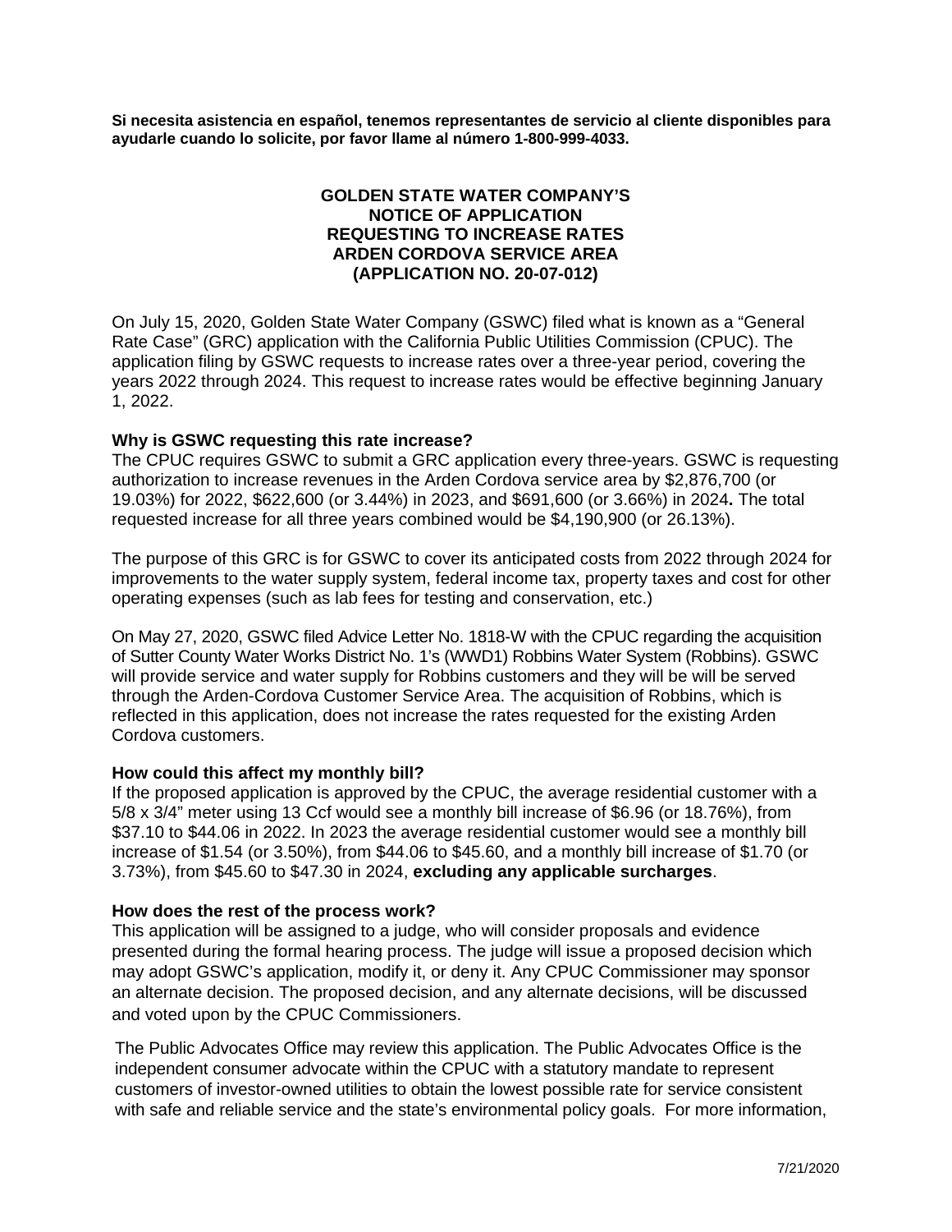**Si necesita asistencia en español, tenemos representantes de servicio al cliente disponibles para ayudarle cuando lo solicite, por favor llame al número 1-800-999-4033.**

# GOLDEN STATE WATER COMPANY'S NOTICE OF APPLICATION REQUESTING TO INCREASE RATES ARDEN CORDOVA SERVICE AREA (APPLICATION NO. 20-07-012)

On July 15, 2020, Golden State Water Company (GSWC) filed what is known as a "General Rate Case" (GRC) application with the California Public Utilities Commission (CPUC). The application filing by GSWC requests to increase rates over a three-year period, covering the years 2022 through 2024. This request to increase rates would be effective beginning January 1, 2022.

**Why is GSWC requesting this rate increase?**

The CPUC requires GSWC to submit a GRC application every three-years. GSWC is requesting authorization to increase revenues in the Arden Cordova service area by $2,876,700 (or 19.03%) for 2022, $622,600 (or 3.44%) in 2023, and $691,600 (or 3.66%) in 2024**.** The total requested increase for all three years combined would be $4,190,900 (or 26.13%).

The purpose of this GRC is for GSWC to cover its anticipated costs from 2022 through 2024 for improvements to the water supply system, federal income tax, property taxes and cost for other operating expenses (such as lab fees for testing and conservation, etc.)

On May 27, 2020, GSWC filed Advice Letter No. 1818-W with the CPUC regarding the acquisition of Sutter County Water Works District No. 1's (WWD1) Robbins Water System (Robbins). GSWC will provide service and water supply for Robbins customers and they will be will be served through the Arden-Cordova Customer Service Area. The acquisition of Robbins, which is reflected in this application, does not increase the rates requested for the existing Arden Cordova customers.

**How could this affect my monthly bill?**

If the proposed application is approved by the CPUC, the average residential customer with a 5/8 x 3/4" meter using 13 Ccf would see a monthly bill increase of $6.96 (or 18.76%), from $37.10 to $44.06 in 2022. In 2023 the average residential customer would see a monthly bill increase of $1.54 (or 3.50%), from $44.06 to $45.60, and a monthly bill increase of $1.70 (or 3.73%), from $45.60 to $47.30 in 2024, **excluding any applicable surcharges**.

**How does the rest of the process work?**

This application will be assigned to a judge, who will consider proposals and evidence presented during the formal hearing process. The judge will issue a proposed decision which may adopt GSWC's application, modify it, or deny it. Any CPUC Commissioner may sponsor an alternate decision. The proposed decision, and any alternate decisions, will be discussed and voted upon by the CPUC Commissioners.

The Public Advocates Office may review this application. The Public Advocates Office is the independent consumer advocate within the CPUC with a statutory mandate to represent customers of investor-owned utilities to obtain the lowest possible rate for service consistent with safe and reliable service and the state's environmental policy goals. For more information,

7/21/2020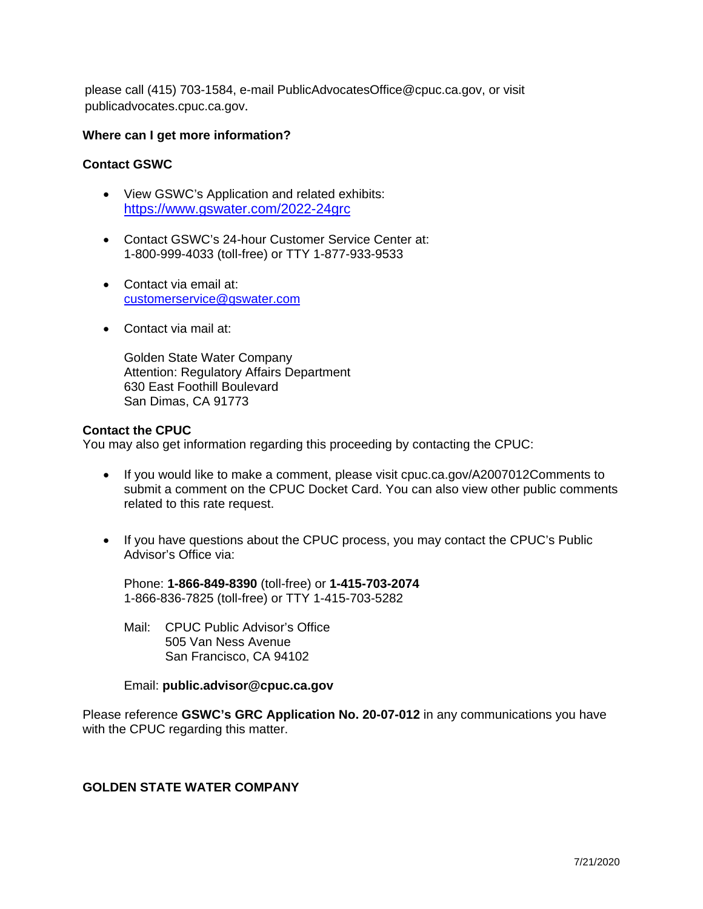please call (415) 703-1584, e-mail PublicAdvocatesOffice@cpuc.ca.gov, or visit publicadvocates.cpuc.ca.gov.

**Where can I get more information?**

**Contact GSWC**

- View GSWC's Application and related exhibits: https://www.gswater.com/2022-24grc
- Contact GSWC's 24-hour Customer Service Center at: 1-800-999-4033 (toll-free) or TTY 1-877-933-9533
- Contact via email at: customerservice@gswater.com
- Contact via mail at:

  Golden State Water Company
  Attention: Regulatory Affairs Department
  630 East Foothill Boulevard
  San Dimas, CA 91773

**Contact the CPUC**

You may also get information regarding this proceeding by contacting the CPUC:

- If you would like to make a comment, please visit cpuc.ca.gov/A2007012Comments to submit a comment on the CPUC Docket Card. You can also view other public comments related to this rate request.
- If you have questions about the CPUC process, you may contact the CPUC's Public Advisor's Office via:

  Phone: **1-866-849-8390** (toll-free) or **1-415-703-2074**
  1-866-836-7825 (toll-free) or TTY 1-415-703-5282

  Mail: CPUC Public Advisor's Office
  505 Van Ness Avenue
  San Francisco, CA 94102

  Email: **public.advisor@cpuc.ca.gov**

Please reference **GSWC's GRC Application No. 20-07-012** in any communications you have with the CPUC regarding this matter.

**GOLDEN STATE WATER COMPANY**

7/21/2020